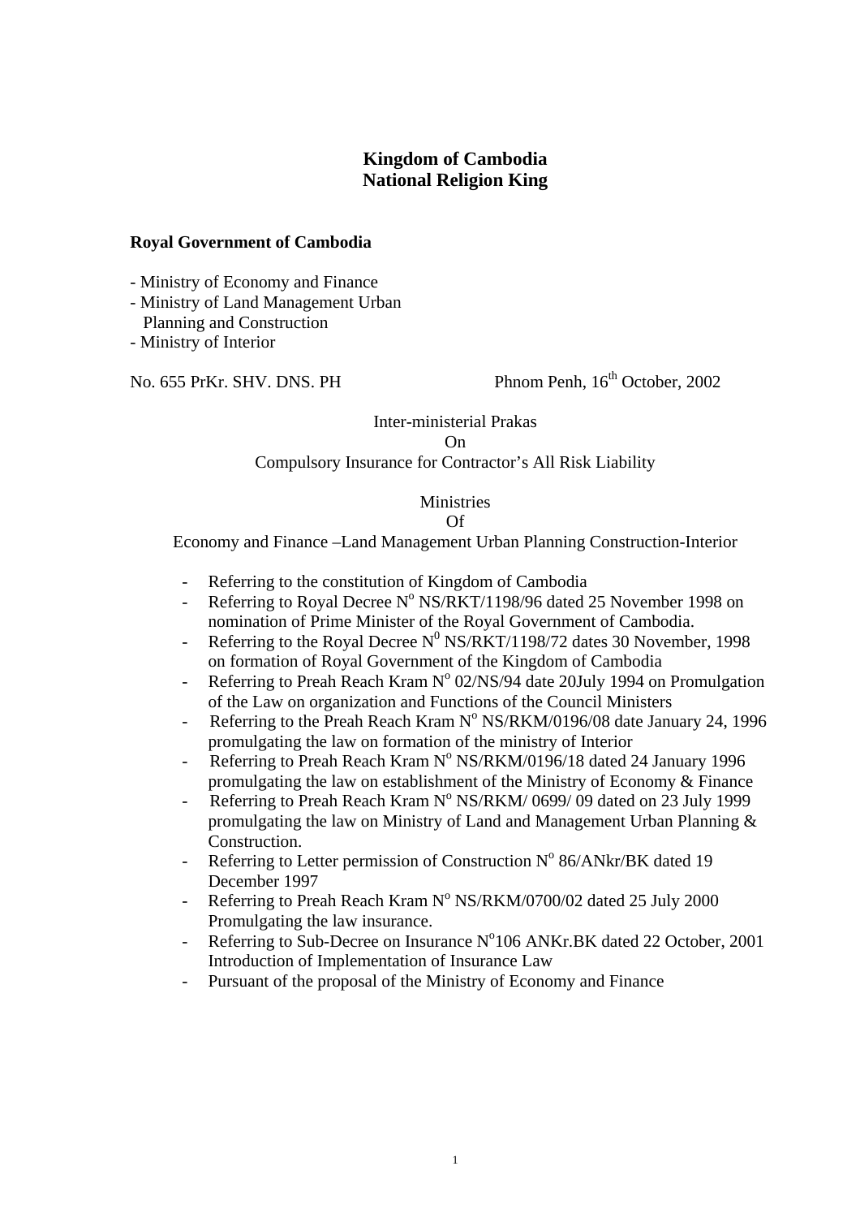**Kingdom of Cambodia**
**National Religion King**

**Royal Government of Cambodia**

- Ministry of Economy and Finance
- Ministry of Land Management Urban Planning and Construction
- Ministry of Interior

No. 655 PrKr. SHV. DNS. PH Phnom Penh, 16th October, 2002

Inter-ministerial Prakas
On
Compulsory Insurance for Contractor's All Risk Liability

Ministries
Of
Economy and Finance –Land Management Urban Planning Construction-Interior

- Referring to the constitution of Kingdom of Cambodia
- Referring to Royal Decree N$^o$ NS/RKT/1198/96 dated 25 November 1998 on nomination of Prime Minister of the Royal Government of Cambodia.
- Referring to the Royal Decree N$^0$ NS/RKT/1198/72 dates 30 November, 1998 on formation of Royal Government of the Kingdom of Cambodia
- Referring to Preah Reach Kram N$^o$ 02/NS/94 date 20July 1994 on Promulgation of the Law on organization and Functions of the Council Ministers
- Referring to the Preah Reach Kram N$^o$ NS/RKM/0196/08 date January 24, 1996 promulgating the law on formation of the ministry of Interior
- Referring to Preah Reach Kram N$^o$ NS/RKM/0196/18 dated 24 January 1996 promulgating the law on establishment of the Ministry of Economy & Finance
- Referring to Preah Reach Kram N$^o$ NS/RKM/ 0699/ 09 dated on 23 July 1999 promulgating the law on Ministry of Land and Management Urban Planning & Construction.
- Referring to Letter permission of Construction N$^o$ 86/ANkr/BK dated 19 December 1997
- Referring to Preah Reach Kram N$^o$ NS/RKM/0700/02 dated 25 July 2000 Promulgating the law insurance.
- Referring to Sub-Decree on Insurance N$^o$106 ANKr.BK dated 22 October, 2001 Introduction of Implementation of Insurance Law
- Pursuant of the proposal of the Ministry of Economy and Finance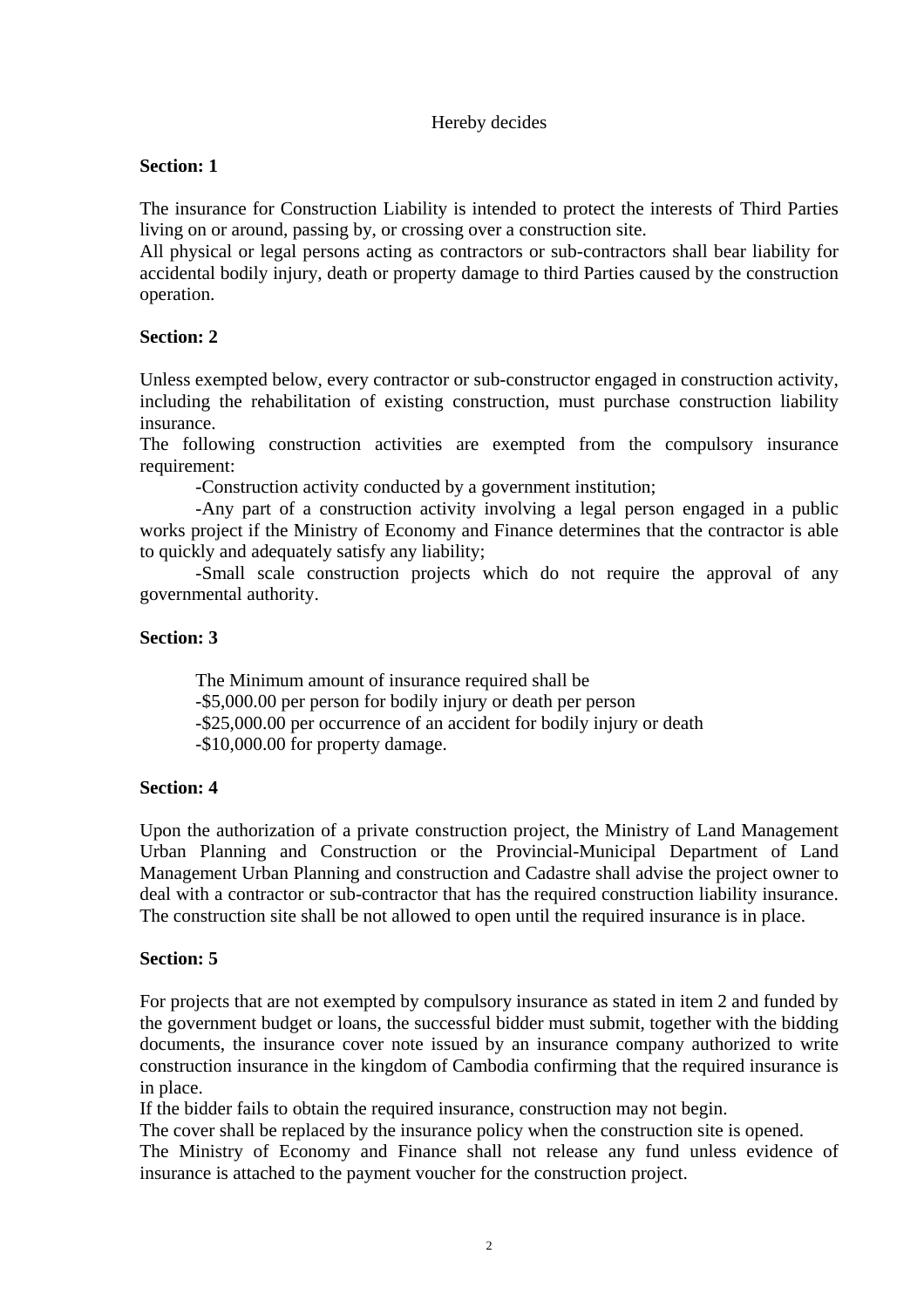Hereby decides

**Section: 1**

The insurance for Construction Liability is intended to protect the interests of Third Parties living on or around, passing by, or crossing over a construction site.
All physical or legal persons acting as contractors or sub-contractors shall bear liability for accidental bodily injury, death or property damage to third Parties caused by the construction operation.

**Section: 2**

Unless exempted below, every contractor or sub-constructor engaged in construction activity, including the rehabilitation of existing construction, must purchase construction liability insurance.
The following construction activities are exempted from the compulsory insurance requirement:

-Construction activity conducted by a government institution;

-Any part of a construction activity involving a legal person engaged in a public works project if the Ministry of Economy and Finance determines that the contractor is able to quickly and adequately satisfy any liability;

-Small scale construction projects which do not require the approval of any governmental authority.

**Section: 3**

The Minimum amount of insurance required shall be
-$5,000.00 per person for bodily injury or death per person
-$25,000.00 per occurrence of an accident for bodily injury or death
-$10,000.00 for property damage.

**Section: 4**

Upon the authorization of a private construction project, the Ministry of Land Management Urban Planning and Construction or the Provincial-Municipal Department of Land Management Urban Planning and construction and Cadastre shall advise the project owner to deal with a contractor or sub-contractor that has the required construction liability insurance. The construction site shall be not allowed to open until the required insurance is in place.

**Section: 5**

For projects that are not exempted by compulsory insurance as stated in item 2 and funded by the government budget or loans, the successful bidder must submit, together with the bidding documents, the insurance cover note issued by an insurance company authorized to write construction insurance in the kingdom of Cambodia confirming that the required insurance is in place.
If the bidder fails to obtain the required insurance, construction may not begin.
The cover shall be replaced by the insurance policy when the construction site is opened.
The Ministry of Economy and Finance shall not release any fund unless evidence of insurance is attached to the payment voucher for the construction project.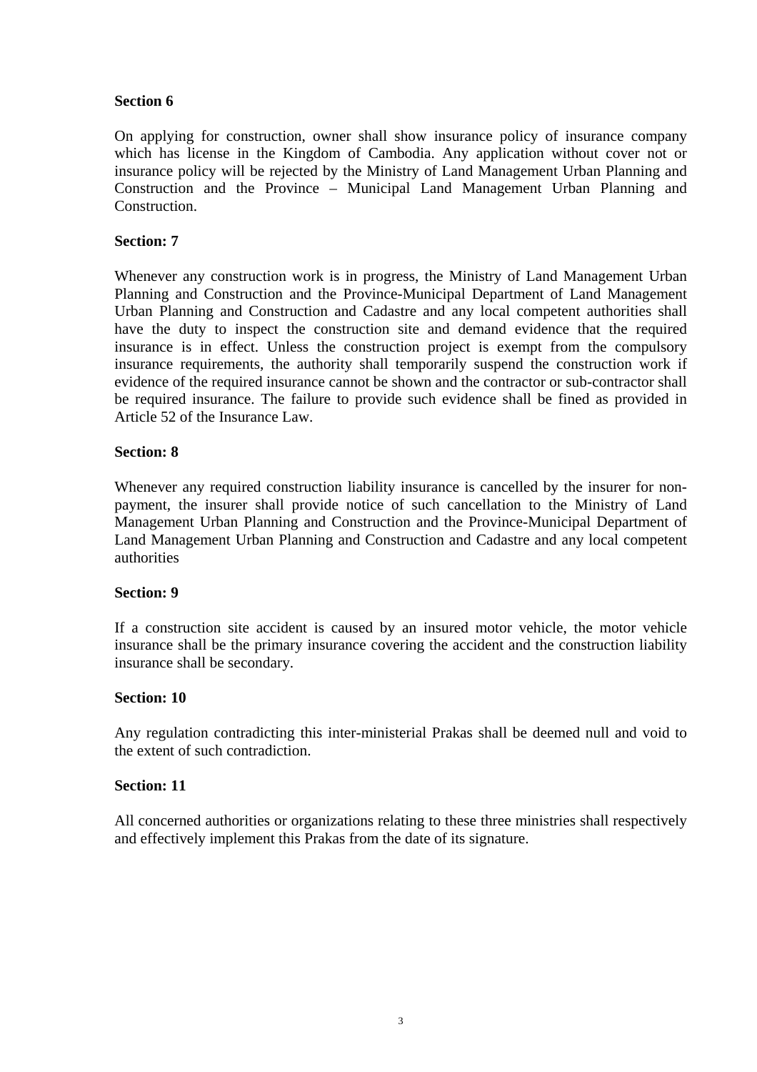**Section 6**

On applying for construction, owner shall show insurance policy of insurance company which has license in the Kingdom of Cambodia. Any application without cover not or insurance policy will be rejected by the Ministry of Land Management Urban Planning and Construction and the Province – Municipal Land Management Urban Planning and Construction.

**Section: 7**

Whenever any construction work is in progress, the Ministry of Land Management Urban Planning and Construction and the Province-Municipal Department of Land Management Urban Planning and Construction and Cadastre and any local competent authorities shall have the duty to inspect the construction site and demand evidence that the required insurance is in effect. Unless the construction project is exempt from the compulsory insurance requirements, the authority shall temporarily suspend the construction work if evidence of the required insurance cannot be shown and the contractor or sub-contractor shall be required insurance. The failure to provide such evidence shall be fined as provided in Article 52 of the Insurance Law.

**Section: 8**

Whenever any required construction liability insurance is cancelled by the insurer for non-payment, the insurer shall provide notice of such cancellation to the Ministry of Land Management Urban Planning and Construction and the Province-Municipal Department of Land Management Urban Planning and Construction and Cadastre and any local competent authorities

**Section: 9**

If a construction site accident is caused by an insured motor vehicle, the motor vehicle insurance shall be the primary insurance covering the accident and the construction liability insurance shall be secondary.

**Section: 10**

Any regulation contradicting this inter-ministerial Prakas shall be deemed null and void to the extent of such contradiction.

**Section: 11**

All concerned authorities or organizations relating to these three ministries shall respectively and effectively implement this Prakas from the date of its signature.